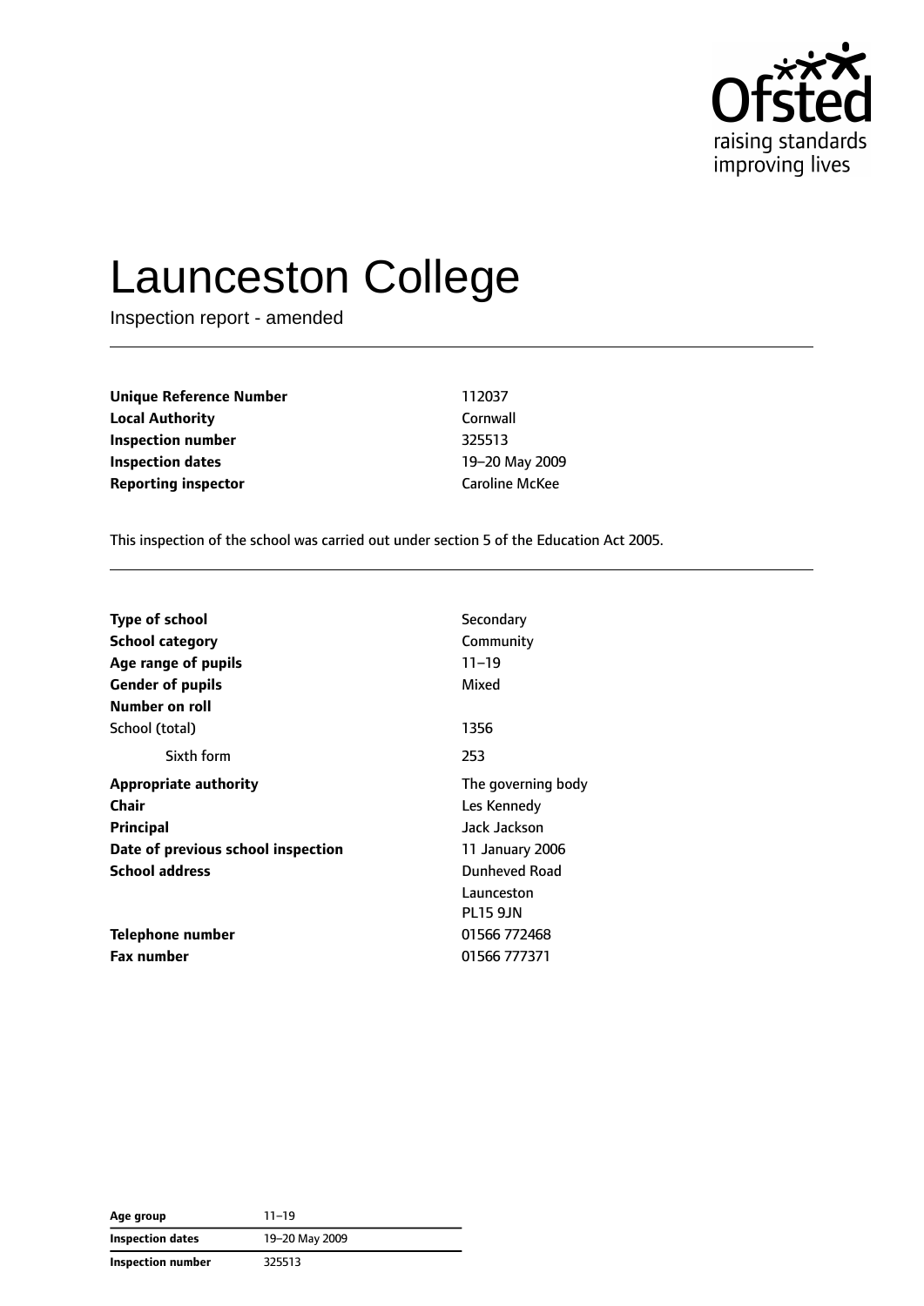# Launceston College

Inspection report - amended

| | |
|---|---|
| **Unique Reference Number** | 112037 |
| **Local Authority** | Cornwall |
| **Inspection number** | 325513 |
| **Inspection dates** | 19–20 May 2009 |
| **Reporting inspector** | Caroline McKee |

This inspection of the school was carried out under section 5 of the Education Act 2005.

| | |
|---|---|
| **Type of school** | Secondary |
| **School category** | Community |
| **Age range of pupils** | 11–19 |
| **Gender of pupils** | Mixed |
| **Number on roll** | |
| School (total) | 1356 |
| Sixth form | 253 |
| **Appropriate authority** | The governing body |
| **Chair** | Les Kennedy |
| **Principal** | Jack Jackson |
| **Date of previous school inspection** | 11 January 2006 |
| **School address** | Dunheved Road<br>Launceston<br>PL15 9JN |
| **Telephone number** | 01566 772468 |
| **Fax number** | 01566 777371 |

| | |
|---|---|
| **Age group** | 11–19 |
| **Inspection dates** | 19–20 May 2009 |
| **Inspection number** | 325513 |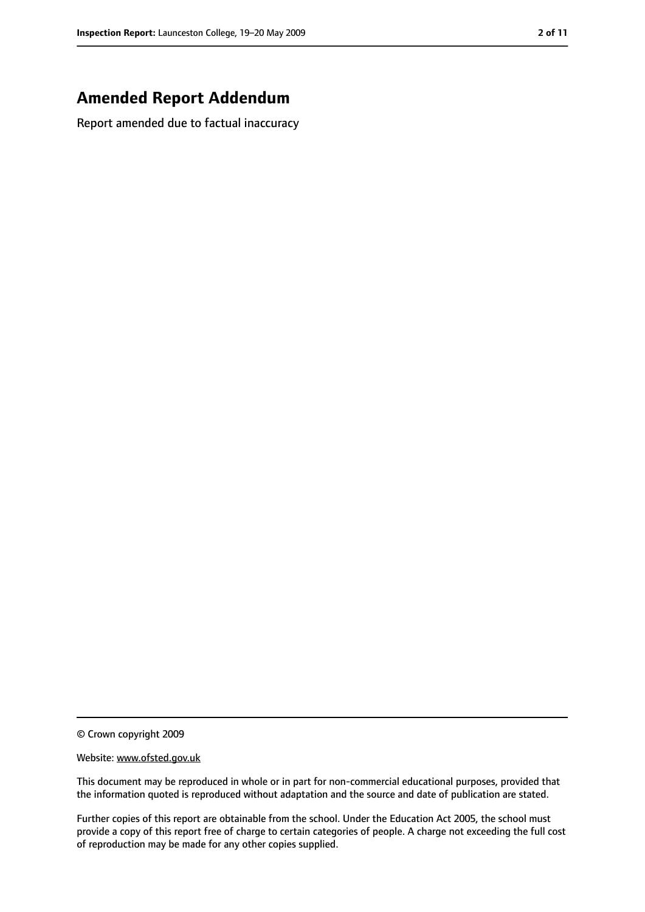## Amended Report Addendum

Report amended due to factual inaccuracy

© Crown copyright 2009

Website: www.ofsted.gov.uk

This document may be reproduced in whole or in part for non-commercial educational purposes, provided that the information quoted is reproduced without adaptation and the source and date of publication are stated.

Further copies of this report are obtainable from the school. Under the Education Act 2005, the school must provide a copy of this report free of charge to certain categories of people. A charge not exceeding the full cost of reproduction may be made for any other copies supplied.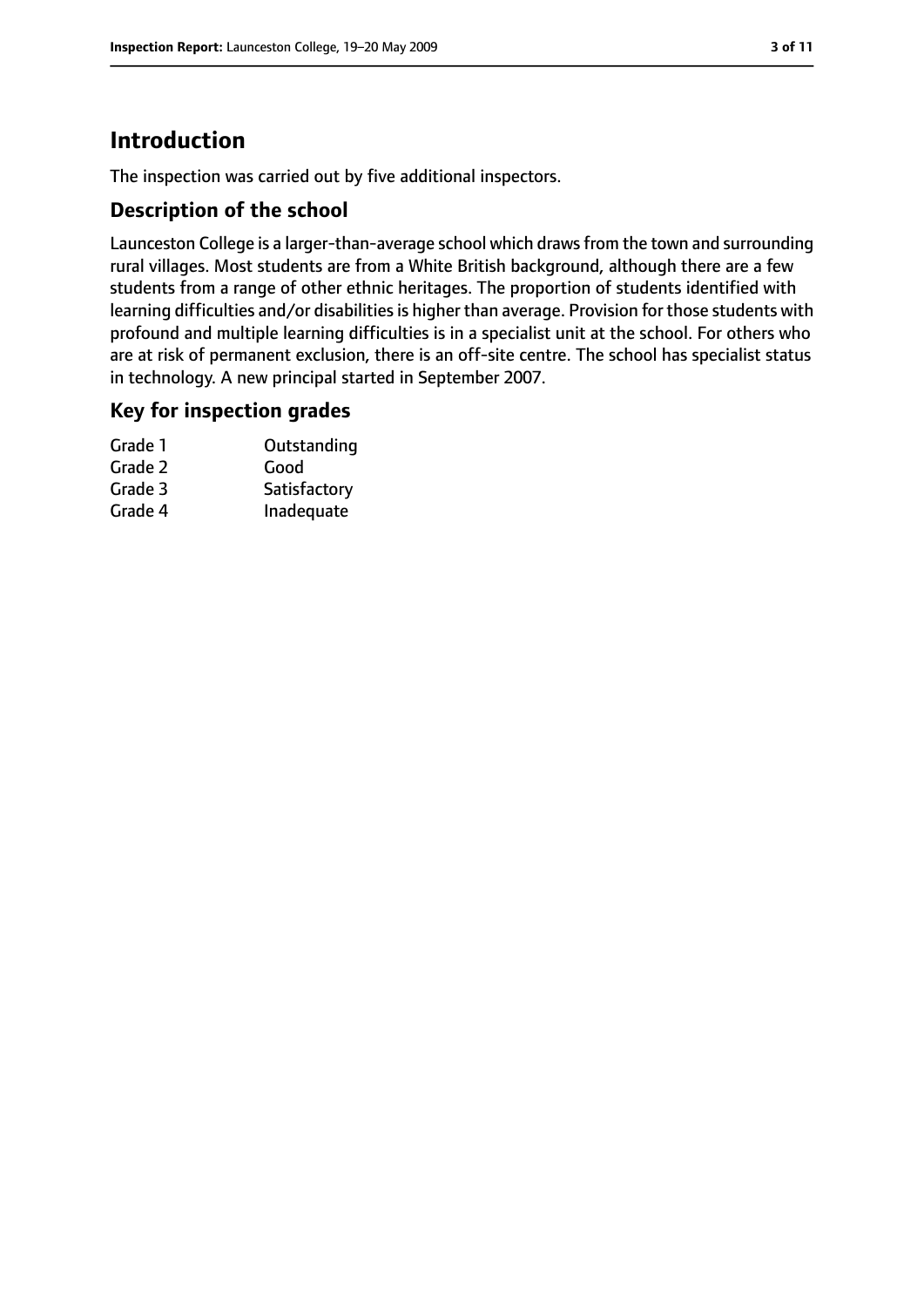# Introduction

The inspection was carried out by five additional inspectors.

## Description of the school

Launceston College is a larger-than-average school which draws from the town and surrounding rural villages. Most students are from a White British background, although there are a few students from a range of other ethnic heritages. The proportion of students identified with learning difficulties and/or disabilities is higher than average. Provision for those students with profound and multiple learning difficulties is in a specialist unit at the school. For others who are at risk of permanent exclusion, there is an off-site centre. The school has specialist status in technology. A new principal started in September 2007.

## Key for inspection grades

| | |
|---|---|
| Grade 1 | Outstanding |
| Grade 2 | Good |
| Grade 3 | Satisfactory |
| Grade 4 | Inadequate |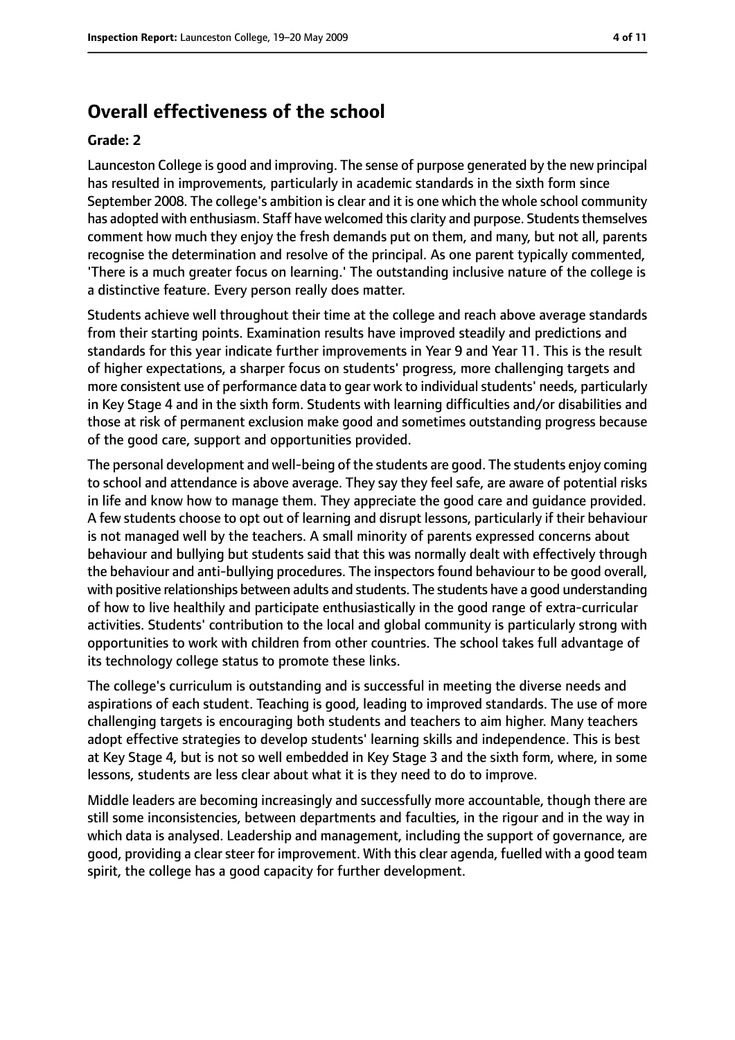## Overall effectiveness of the school

**Grade: 2**

Launceston College is good and improving. The sense of purpose generated by the new principal has resulted in improvements, particularly in academic standards in the sixth form since September 2008. The college's ambition is clear and it is one which the whole school community has adopted with enthusiasm. Staff have welcomed this clarity and purpose. Students themselves comment how much they enjoy the fresh demands put on them, and many, but not all, parents recognise the determination and resolve of the principal. As one parent typically commented, 'There is a much greater focus on learning.' The outstanding inclusive nature of the college is a distinctive feature. Every person really does matter.

Students achieve well throughout their time at the college and reach above average standards from their starting points. Examination results have improved steadily and predictions and standards for this year indicate further improvements in Year 9 and Year 11. This is the result of higher expectations, a sharper focus on students' progress, more challenging targets and more consistent use of performance data to gear work to individual students' needs, particularly in Key Stage 4 and in the sixth form. Students with learning difficulties and/or disabilities and those at risk of permanent exclusion make good and sometimes outstanding progress because of the good care, support and opportunities provided.

The personal development and well-being of the students are good. The students enjoy coming to school and attendance is above average. They say they feel safe, are aware of potential risks in life and know how to manage them. They appreciate the good care and guidance provided. A few students choose to opt out of learning and disrupt lessons, particularly if their behaviour is not managed well by the teachers. A small minority of parents expressed concerns about behaviour and bullying but students said that this was normally dealt with effectively through the behaviour and anti-bullying procedures. The inspectors found behaviour to be good overall, with positive relationships between adults and students. The students have a good understanding of how to live healthily and participate enthusiastically in the good range of extra-curricular activities. Students' contribution to the local and global community is particularly strong with opportunities to work with children from other countries. The school takes full advantage of its technology college status to promote these links.

The college's curriculum is outstanding and is successful in meeting the diverse needs and aspirations of each student. Teaching is good, leading to improved standards. The use of more challenging targets is encouraging both students and teachers to aim higher. Many teachers adopt effective strategies to develop students' learning skills and independence. This is best at Key Stage 4, but is not so well embedded in Key Stage 3 and the sixth form, where, in some lessons, students are less clear about what it is they need to do to improve.

Middle leaders are becoming increasingly and successfully more accountable, though there are still some inconsistencies, between departments and faculties, in the rigour and in the way in which data is analysed. Leadership and management, including the support of governance, are good, providing a clear steer for improvement. With this clear agenda, fuelled with a good team spirit, the college has a good capacity for further development.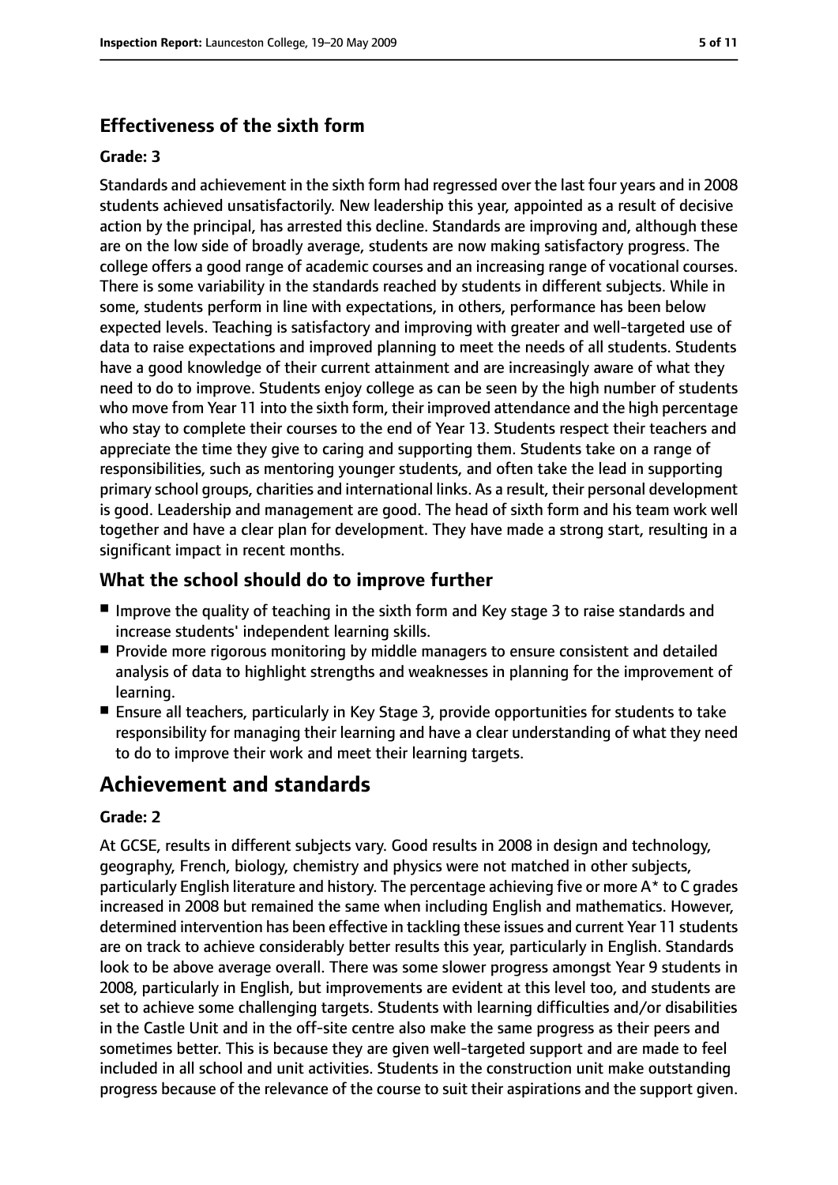### Effectiveness of the sixth form

#### Grade: 3

Standards and achievement in the sixth form had regressed over the last four years and in 2008 students achieved unsatisfactorily. New leadership this year, appointed as a result of decisive action by the principal, has arrested this decline. Standards are improving and, although these are on the low side of broadly average, students are now making satisfactory progress. The college offers a good range of academic courses and an increasing range of vocational courses. There is some variability in the standards reached by students in different subjects. While in some, students perform in line with expectations, in others, performance has been below expected levels. Teaching is satisfactory and improving with greater and well-targeted use of data to raise expectations and improved planning to meet the needs of all students. Students have a good knowledge of their current attainment and are increasingly aware of what they need to do to improve. Students enjoy college as can be seen by the high number of students who move from Year 11 into the sixth form, their improved attendance and the high percentage who stay to complete their courses to the end of Year 13. Students respect their teachers and appreciate the time they give to caring and supporting them. Students take on a range of responsibilities, such as mentoring younger students, and often take the lead in supporting primary school groups, charities and international links. As a result, their personal development is good. Leadership and management are good. The head of sixth form and his team work well together and have a clear plan for development. They have made a strong start, resulting in a significant impact in recent months.

### What the school should do to improve further

- Improve the quality of teaching in the sixth form and Key stage 3 to raise standards and increase students' independent learning skills.
- Provide more rigorous monitoring by middle managers to ensure consistent and detailed analysis of data to highlight strengths and weaknesses in planning for the improvement of learning.
- Ensure all teachers, particularly in Key Stage 3, provide opportunities for students to take responsibility for managing their learning and have a clear understanding of what they need to do to improve their work and meet their learning targets.

## Achievement and standards

#### Grade: 2

At GCSE, results in different subjects vary. Good results in 2008 in design and technology, geography, French, biology, chemistry and physics were not matched in other subjects, particularly English literature and history. The percentage achieving five or more A* to C grades increased in 2008 but remained the same when including English and mathematics. However, determined intervention has been effective in tackling these issues and current Year 11 students are on track to achieve considerably better results this year, particularly in English. Standards look to be above average overall. There was some slower progress amongst Year 9 students in 2008, particularly in English, but improvements are evident at this level too, and students are set to achieve some challenging targets. Students with learning difficulties and/or disabilities in the Castle Unit and in the off-site centre also make the same progress as their peers and sometimes better. This is because they are given well-targeted support and are made to feel included in all school and unit activities. Students in the construction unit make outstanding progress because of the relevance of the course to suit their aspirations and the support given.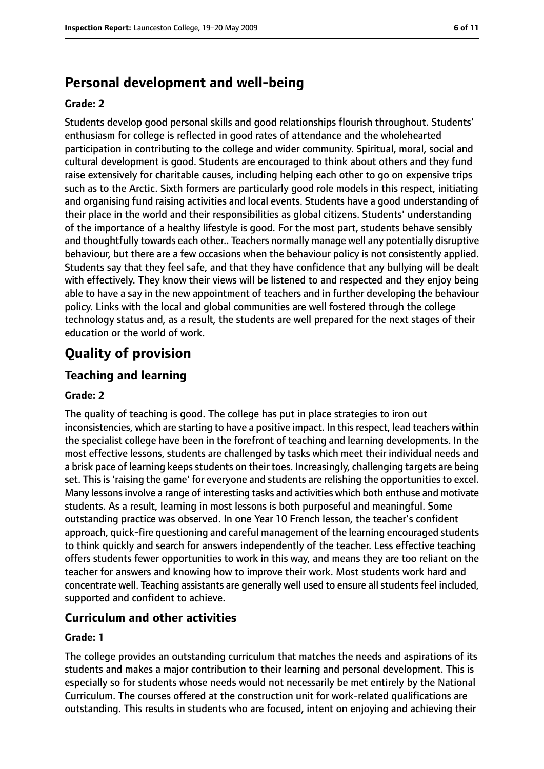## Personal development and well-being

**Grade: 2**

Students develop good personal skills and good relationships flourish throughout. Students' enthusiasm for college is reflected in good rates of attendance and the wholehearted participation in contributing to the college and wider community. Spiritual, moral, social and cultural development is good. Students are encouraged to think about others and they fund raise extensively for charitable causes, including helping each other to go on expensive trips such as to the Arctic. Sixth formers are particularly good role models in this respect, initiating and organising fund raising activities and local events. Students have a good understanding of their place in the world and their responsibilities as global citizens. Students' understanding of the importance of a healthy lifestyle is good. For the most part, students behave sensibly and thoughtfully towards each other.. Teachers normally manage well any potentially disruptive behaviour, but there are a few occasions when the behaviour policy is not consistently applied. Students say that they feel safe, and that they have confidence that any bullying will be dealt with effectively. They know their views will be listened to and respected and they enjoy being able to have a say in the new appointment of teachers and in further developing the behaviour policy. Links with the local and global communities are well fostered through the college technology status and, as a result, the students are well prepared for the next stages of their education or the world of work.

# Quality of provision

## Teaching and learning

**Grade: 2**

The quality of teaching is good. The college has put in place strategies to iron out inconsistencies, which are starting to have a positive impact. In this respect, lead teachers within the specialist college have been in the forefront of teaching and learning developments. In the most effective lessons, students are challenged by tasks which meet their individual needs and a brisk pace of learning keeps students on their toes. Increasingly, challenging targets are being set. This is 'raising the game' for everyone and students are relishing the opportunities to excel. Many lessons involve a range of interesting tasks and activities which both enthuse and motivate students. As a result, learning in most lessons is both purposeful and meaningful. Some outstanding practice was observed. In one Year 10 French lesson, the teacher's confident approach, quick-fire questioning and careful management of the learning encouraged students to think quickly and search for answers independently of the teacher. Less effective teaching offers students fewer opportunities to work in this way, and means they are too reliant on the teacher for answers and knowing how to improve their work. Most students work hard and concentrate well. Teaching assistants are generally well used to ensure all students feel included, supported and confident to achieve.

## Curriculum and other activities

**Grade: 1**

The college provides an outstanding curriculum that matches the needs and aspirations of its students and makes a major contribution to their learning and personal development. This is especially so for students whose needs would not necessarily be met entirely by the National Curriculum. The courses offered at the construction unit for work-related qualifications are outstanding. This results in students who are focused, intent on enjoying and achieving their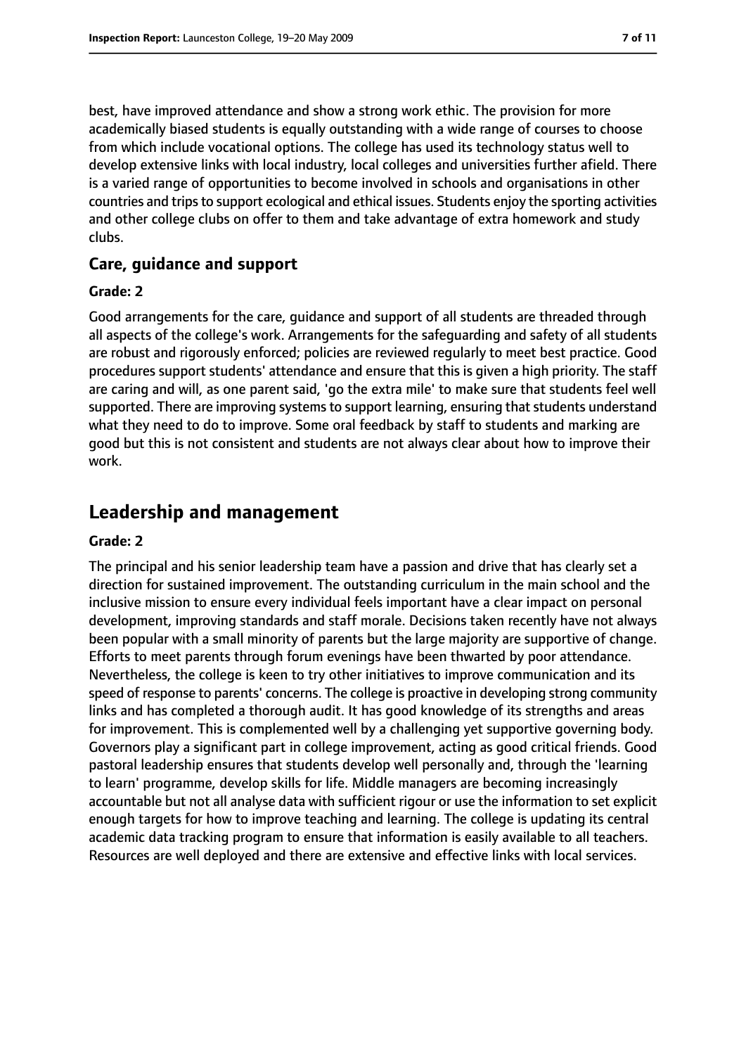best, have improved attendance and show a strong work ethic. The provision for more academically biased students is equally outstanding with a wide range of courses to choose from which include vocational options. The college has used its technology status well to develop extensive links with local industry, local colleges and universities further afield. There is a varied range of opportunities to become involved in schools and organisations in other countries and trips to support ecological and ethical issues. Students enjoy the sporting activities and other college clubs on offer to them and take advantage of extra homework and study clubs.

### Care, guidance and support

#### Grade: 2

Good arrangements for the care, guidance and support of all students are threaded through all aspects of the college's work. Arrangements for the safeguarding and safety of all students are robust and rigorously enforced; policies are reviewed regularly to meet best practice. Good procedures support students' attendance and ensure that this is given a high priority. The staff are caring and will, as one parent said, 'go the extra mile' to make sure that students feel well supported. There are improving systems to support learning, ensuring that students understand what they need to do to improve. Some oral feedback by staff to students and marking are good but this is not consistent and students are not always clear about how to improve their work.

## Leadership and management

#### Grade: 2

The principal and his senior leadership team have a passion and drive that has clearly set a direction for sustained improvement. The outstanding curriculum in the main school and the inclusive mission to ensure every individual feels important have a clear impact on personal development, improving standards and staff morale. Decisions taken recently have not always been popular with a small minority of parents but the large majority are supportive of change. Efforts to meet parents through forum evenings have been thwarted by poor attendance. Nevertheless, the college is keen to try other initiatives to improve communication and its speed of response to parents' concerns. The college is proactive in developing strong community links and has completed a thorough audit. It has good knowledge of its strengths and areas for improvement. This is complemented well by a challenging yet supportive governing body. Governors play a significant part in college improvement, acting as good critical friends. Good pastoral leadership ensures that students develop well personally and, through the 'learning to learn' programme, develop skills for life. Middle managers are becoming increasingly accountable but not all analyse data with sufficient rigour or use the information to set explicit enough targets for how to improve teaching and learning. The college is updating its central academic data tracking program to ensure that information is easily available to all teachers. Resources are well deployed and there are extensive and effective links with local services.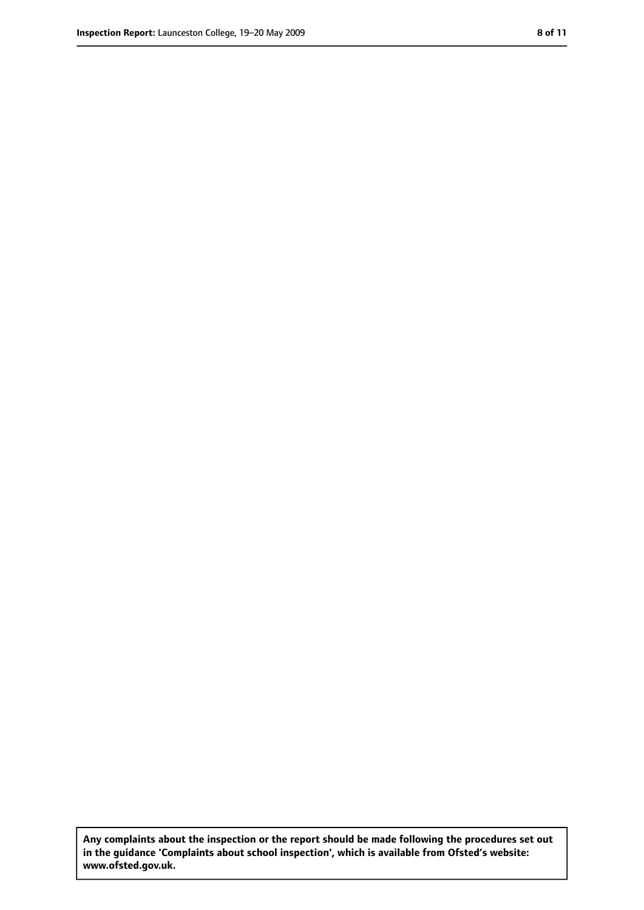**Any complaints about the inspection or the report should be made following the procedures set out in the guidance 'Complaints about school inspection', which is available from Ofsted's website: www.ofsted.gov.uk.**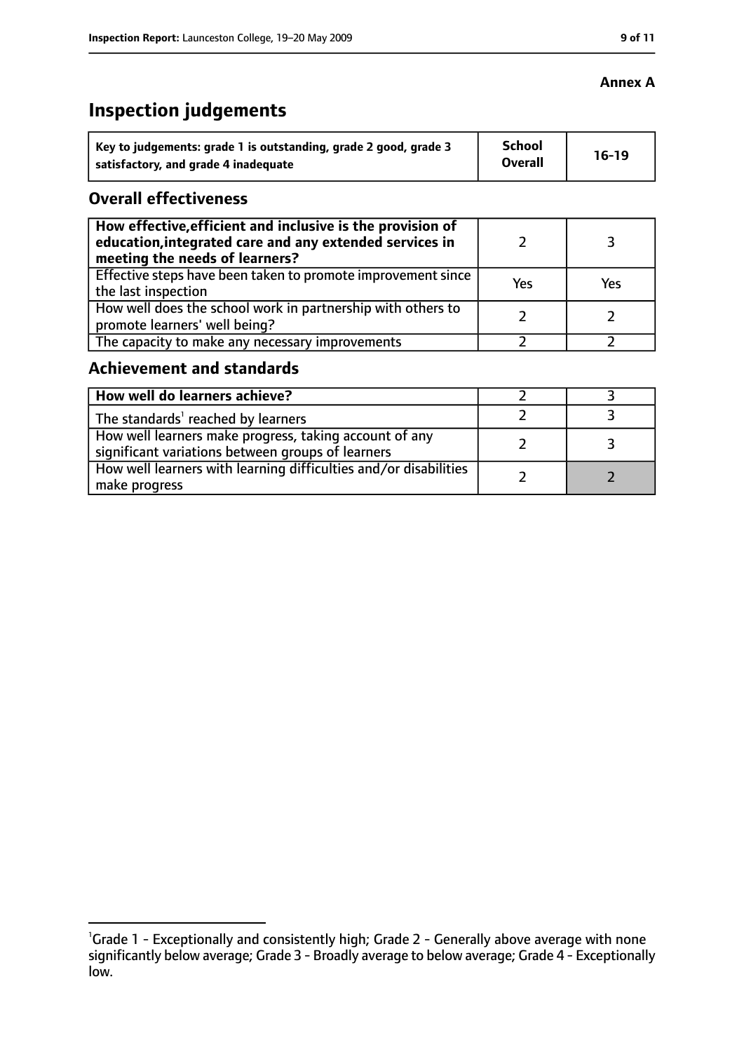**Annex A**

# Inspection judgements

| Key to judgements: grade 1 is outstanding, grade 2 good, grade 3 satisfactory, and grade 4 inadequate | School Overall | 16-19 |
|---|---|---|

## Overall effectiveness

| | | |
|---|---|---|
| **How effective, efficient and inclusive is the provision of education, integrated care and any extended services in meeting the needs of learners?** | 2 | 3 |
| Effective steps have been taken to promote improvement since the last inspection | Yes | Yes |
| How well does the school work in partnership with others to promote learners' well being? | 2 | 2 |
| The capacity to make any necessary improvements | 2 | 2 |

## Achievement and standards

| | | |
|---|---|---|
| **How well do learners achieve?** | 2 | 3 |
| The standards[1] reached by learners | 2 | 3 |
| How well learners make progress, taking account of any significant variations between groups of learners | 2 | 3 |
| How well learners with learning difficulties and/or disabilities make progress | 2 | 2 |

[1] Grade 1 - Exceptionally and consistently high; Grade 2 - Generally above average with none significantly below average; Grade 3 - Broadly average to below average; Grade 4 - Exceptionally low.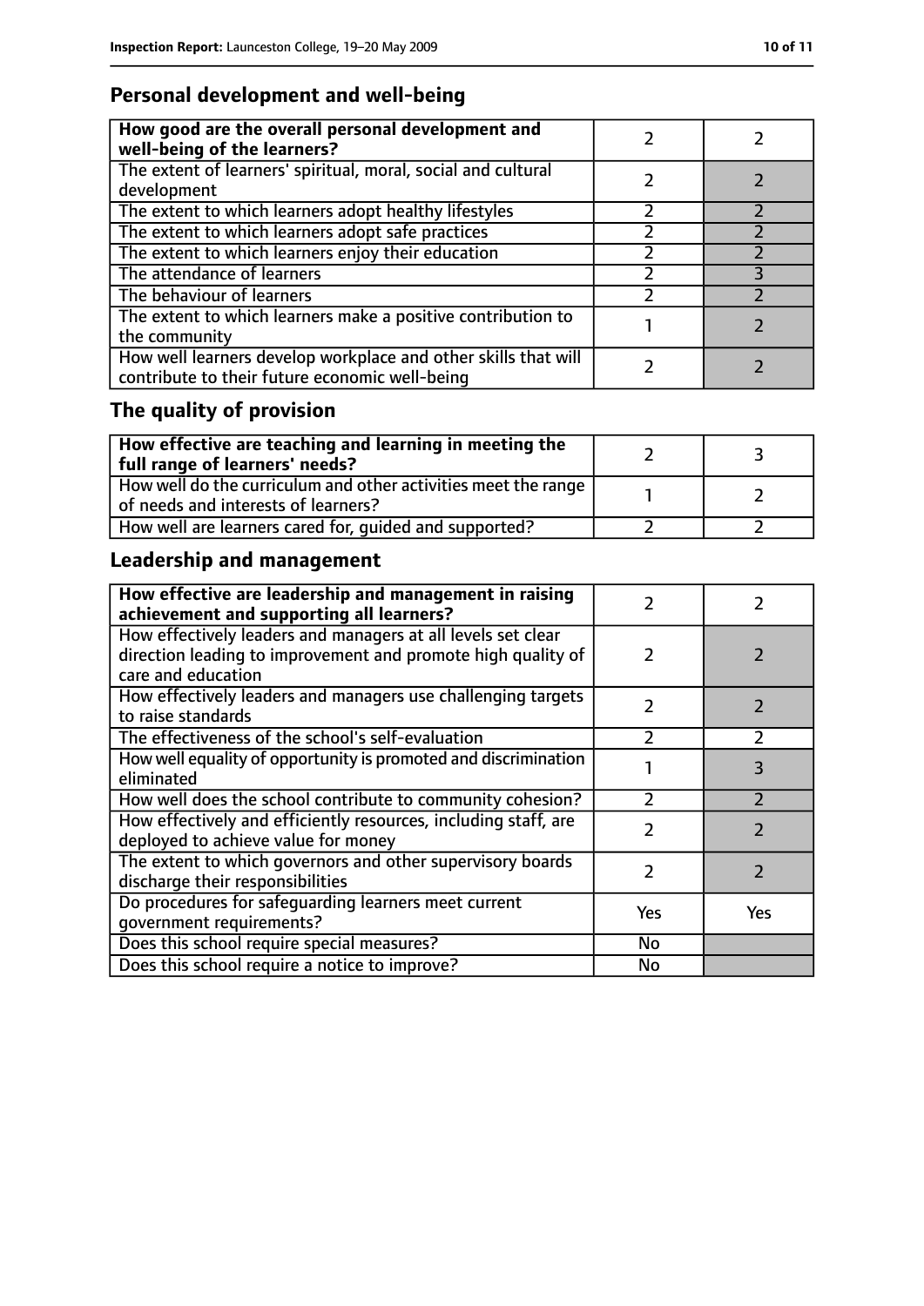## Personal development and well-being

| How good are the overall personal development and well-being of the learners? | 2 | 2 |
|---|---|---|
| The extent of learners' spiritual, moral, social and cultural development | 2 | 2 |
| The extent to which learners adopt healthy lifestyles | 2 | 2 |
| The extent to which learners adopt safe practices | 2 | 2 |
| The extent to which learners enjoy their education | 2 | 2 |
| The attendance of learners | 2 | 3 |
| The behaviour of learners | 2 | 2 |
| The extent to which learners make a positive contribution to the community | 1 | 2 |
| How well learners develop workplace and other skills that will contribute to their future economic well-being | 2 | 2 |

## The quality of provision

| How effective are teaching and learning in meeting the full range of learners' needs? | 2 | 3 |
|---|---|---|
| How well do the curriculum and other activities meet the range of needs and interests of learners? | 1 | 2 |
| How well are learners cared for, guided and supported? | 2 | 2 |

## Leadership and management

| How effective are leadership and management in raising achievement and supporting all learners? | 2 | 2 |
|---|---|---|
| How effectively leaders and managers at all levels set clear direction leading to improvement and promote high quality of care and education | 2 | 2 |
| How effectively leaders and managers use challenging targets to raise standards | 2 | 2 |
| The effectiveness of the school's self-evaluation | 2 | 2 |
| How well equality of opportunity is promoted and discrimination eliminated | 1 | 3 |
| How well does the school contribute to community cohesion? | 2 | 2 |
| How effectively and efficiently resources, including staff, are deployed to achieve value for money | 2 | 2 |
| The extent to which governors and other supervisory boards discharge their responsibilities | 2 | 2 |
| Do procedures for safeguarding learners meet current government requirements? | Yes | Yes |
| Does this school require special measures? | No | |
| Does this school require a notice to improve? | No | |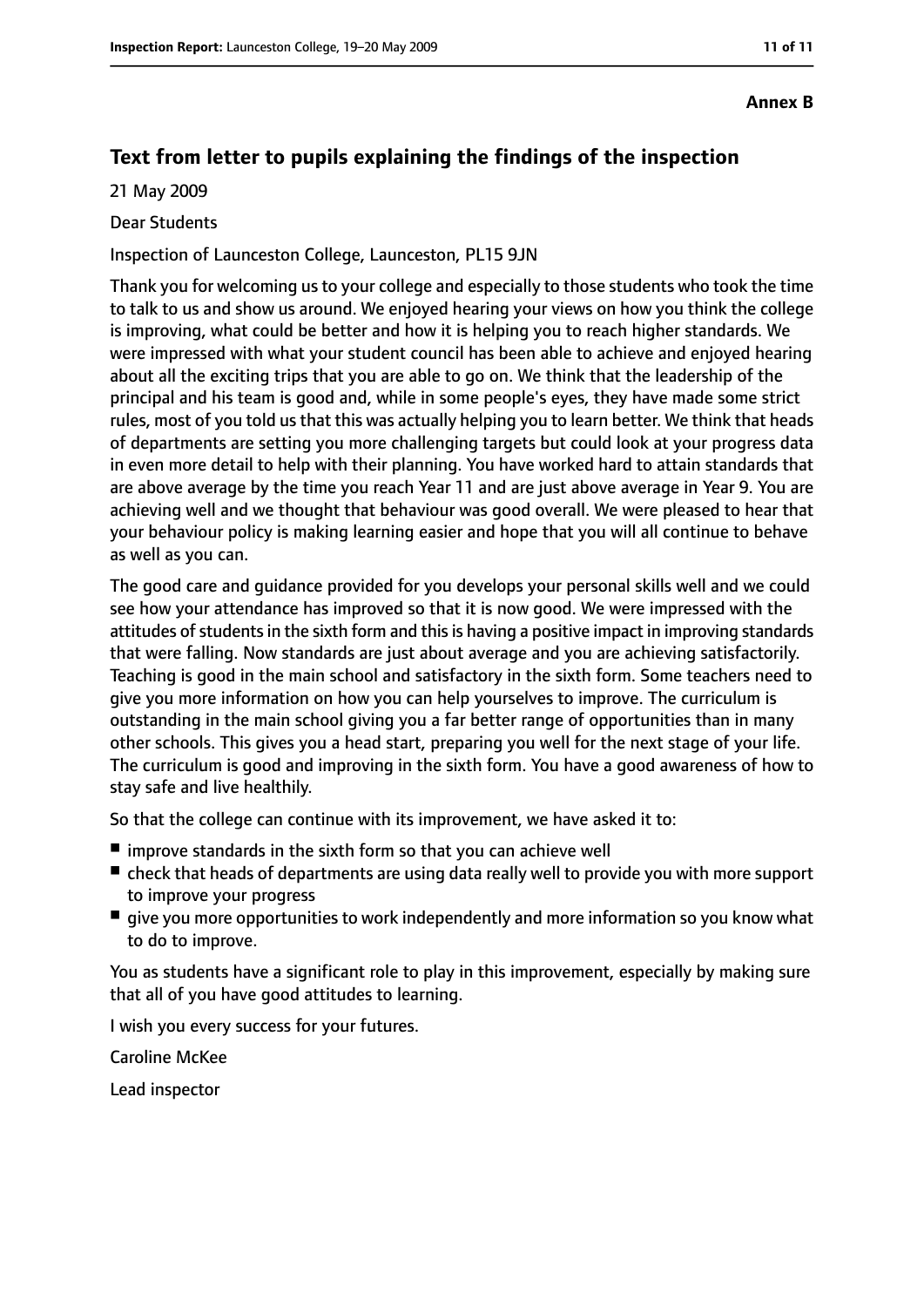**Annex B**

## Text from letter to pupils explaining the findings of the inspection

21 May 2009

Dear Students

Inspection of Launceston College, Launceston, PL15 9JN

Thank you for welcoming us to your college and especially to those students who took the time to talk to us and show us around. We enjoyed hearing your views on how you think the college is improving, what could be better and how it is helping you to reach higher standards. We were impressed with what your student council has been able to achieve and enjoyed hearing about all the exciting trips that you are able to go on. We think that the leadership of the principal and his team is good and, while in some people's eyes, they have made some strict rules, most of you told us that this was actually helping you to learn better. We think that heads of departments are setting you more challenging targets but could look at your progress data in even more detail to help with their planning. You have worked hard to attain standards that are above average by the time you reach Year 11 and are just above average in Year 9. You are achieving well and we thought that behaviour was good overall. We were pleased to hear that your behaviour policy is making learning easier and hope that you will all continue to behave as well as you can.

The good care and guidance provided for you develops your personal skills well and we could see how your attendance has improved so that it is now good. We were impressed with the attitudes of students in the sixth form and this is having a positive impact in improving standards that were falling. Now standards are just about average and you are achieving satisfactorily. Teaching is good in the main school and satisfactory in the sixth form. Some teachers need to give you more information on how you can help yourselves to improve. The curriculum is outstanding in the main school giving you a far better range of opportunities than in many other schools. This gives you a head start, preparing you well for the next stage of your life. The curriculum is good and improving in the sixth form. You have a good awareness of how to stay safe and live healthily.

So that the college can continue with its improvement, we have asked it to:

- improve standards in the sixth form so that you can achieve well
- check that heads of departments are using data really well to provide you with more support to improve your progress
- give you more opportunities to work independently and more information so you know what to do to improve.

You as students have a significant role to play in this improvement, especially by making sure that all of you have good attitudes to learning.

I wish you every success for your futures.

Caroline McKee

Lead inspector